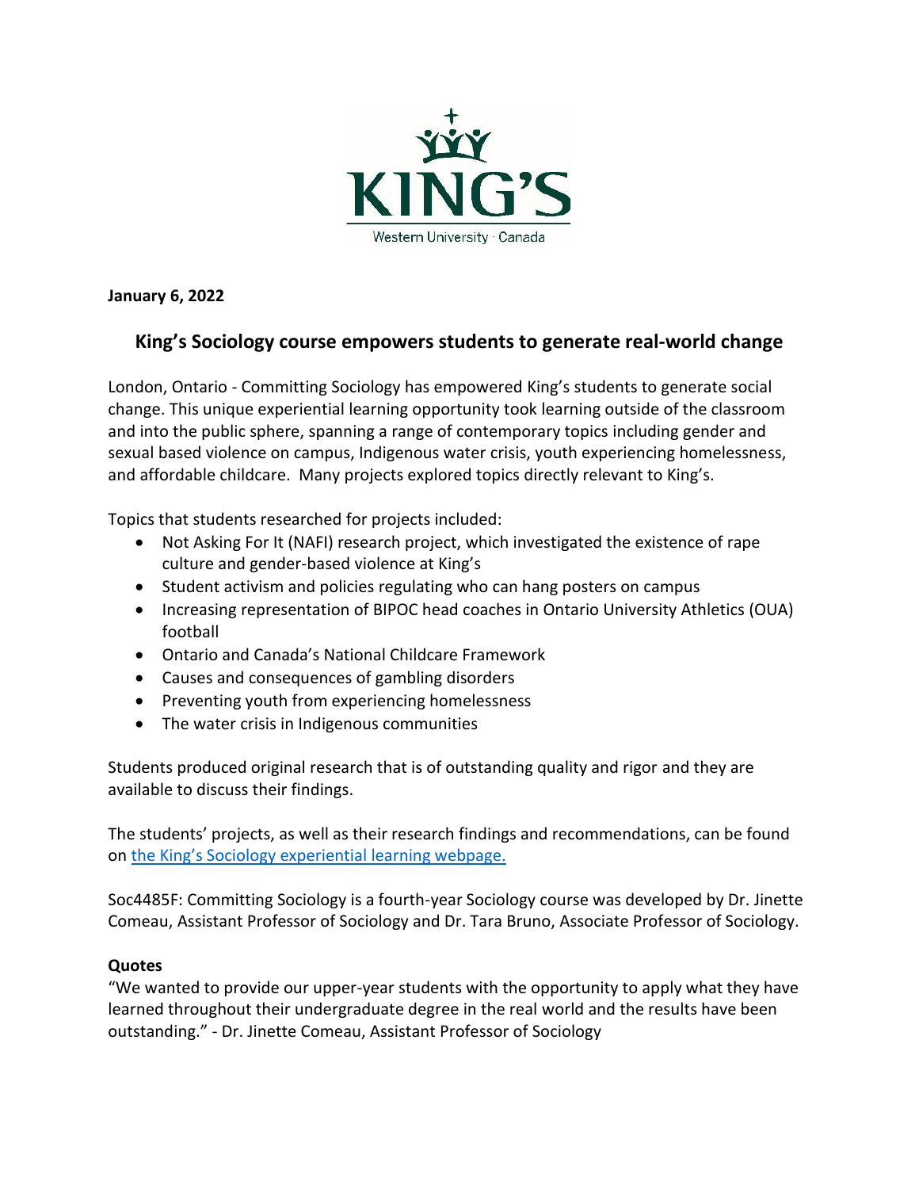**January 6, 2022**

## King's Sociology course empowers students to generate real-world change

London, Ontario - Committing Sociology has empowered King's students to generate social change. This unique experiential learning opportunity took learning outside of the classroom and into the public sphere, spanning a range of contemporary topics including gender and sexual based violence on campus, Indigenous water crisis, youth experiencing homelessness, and affordable childcare. Many projects explored topics directly relevant to King's.

Topics that students researched for projects included:

- Not Asking For It (NAFI) research project, which investigated the existence of rape culture and gender-based violence at King's
- Student activism and policies regulating who can hang posters on campus
- Increasing representation of BIPOC head coaches in Ontario University Athletics (OUA) football
- Ontario and Canada's National Childcare Framework
- Causes and consequences of gambling disorders
- Preventing youth from experiencing homelessness
- The water crisis in Indigenous communities

Students produced original research that is of outstanding quality and rigor and they are available to discuss their findings.

The students' projects, as well as their research findings and recommendations, can be found on [the King's Sociology experiential learning webpage.]

Soc4485F: Committing Sociology is a fourth-year Sociology course was developed by Dr. Jinette Comeau, Assistant Professor of Sociology and Dr. Tara Bruno, Associate Professor of Sociology.

**Quotes**

"We wanted to provide our upper-year students with the opportunity to apply what they have learned throughout their undergraduate degree in the real world and the results have been outstanding." - Dr. Jinette Comeau, Assistant Professor of Sociology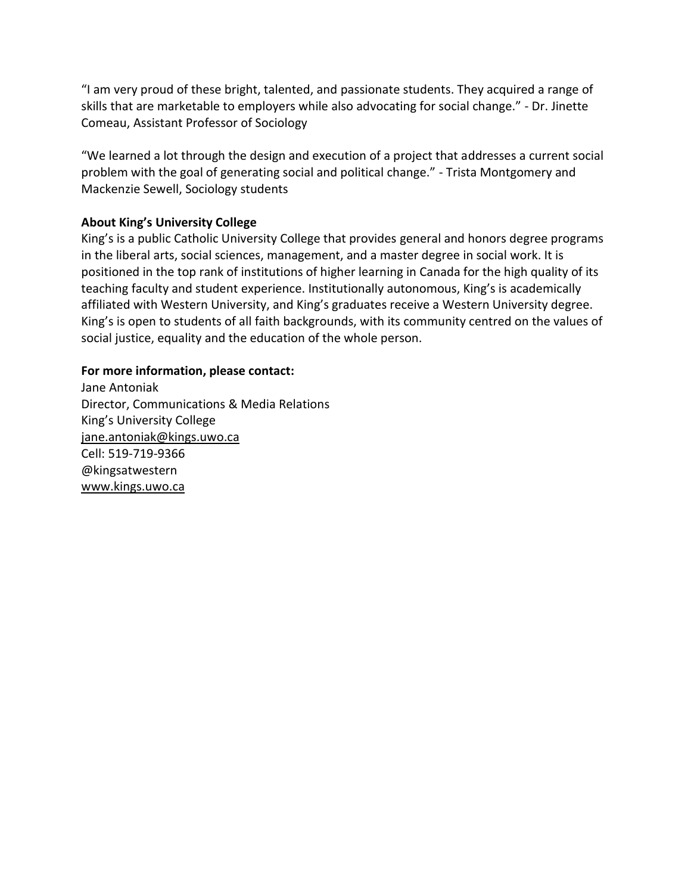"I am very proud of these bright, talented, and passionate students. They acquired a range of skills that are marketable to employers while also advocating for social change." - Dr. Jinette Comeau, Assistant Professor of Sociology

"We learned a lot through the design and execution of a project that addresses a current social problem with the goal of generating social and political change." - Trista Montgomery and Mackenzie Sewell, Sociology students

**About King's University College**

King's is a public Catholic University College that provides general and honors degree programs in the liberal arts, social sciences, management, and a master degree in social work. It is positioned in the top rank of institutions of higher learning in Canada for the high quality of its teaching faculty and student experience. Institutionally autonomous, King's is academically affiliated with Western University, and King's graduates receive a Western University degree. King's is open to students of all faith backgrounds, with its community centred on the values of social justice, equality and the education of the whole person.

**For more information, please contact:**

Jane Antoniak
Director, Communications & Media Relations
King's University College
jane.antoniak@kings.uwo.ca
Cell: 519-719-9366
@kingsatwestern
www.kings.uwo.ca